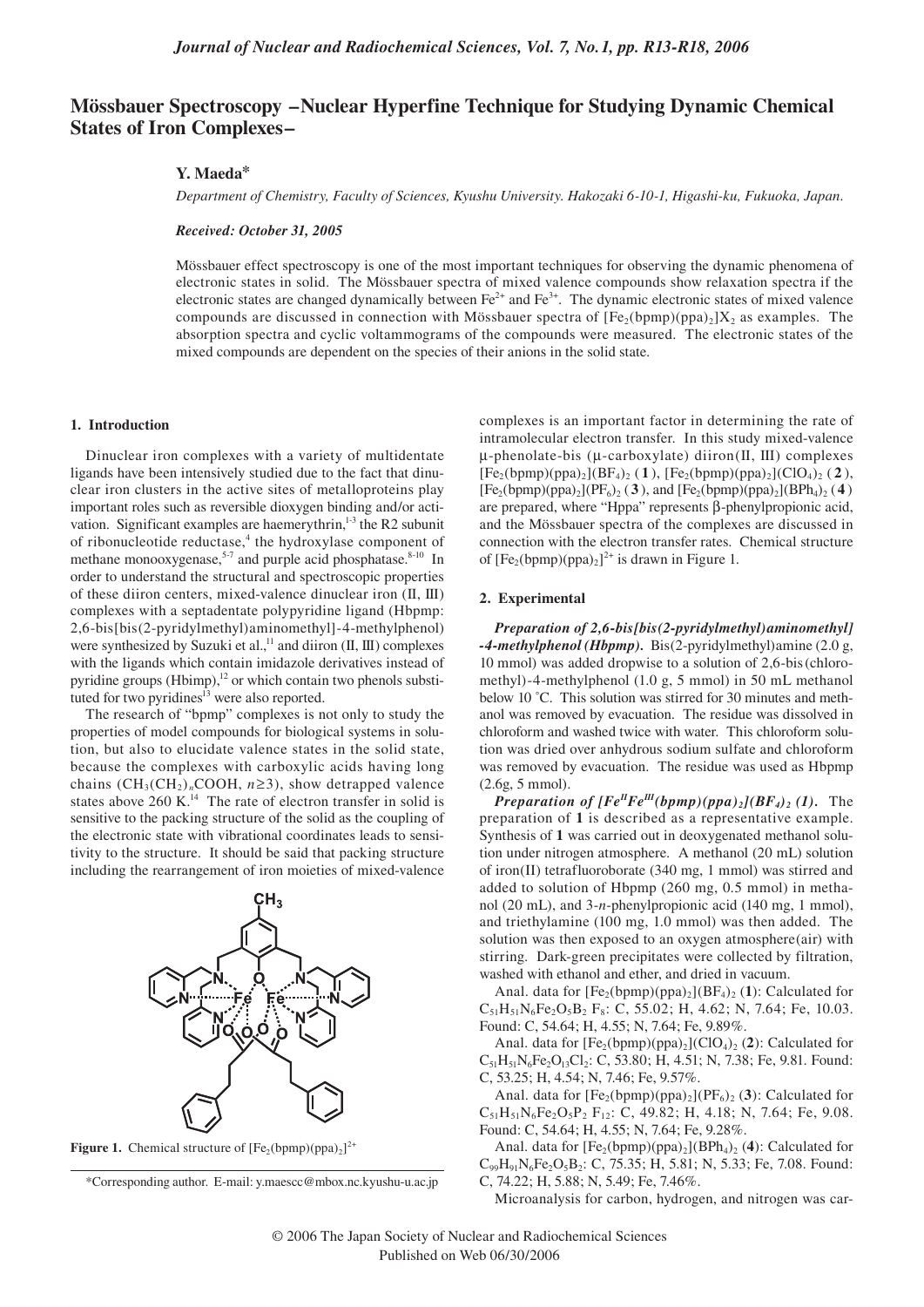# Mössbauer Spectroscopy –Nuclear Hyperfine Technique for Studying Dynamic Chemical States of Iron Complexes–

**Y. Maeda***

*Department of Chemistry, Faculty of Sciences, Kyushu University. Hakozaki 6-10-1, Higashi-ku, Fukuoka, Japan.*

***Received: October 31, 2005***

Mössbauer effect spectroscopy is one of the most important techniques for observing the dynamic phenomena of electronic states in solid. The Mössbauer spectra of mixed valence compounds show relaxation spectra if the electronic states are changed dynamically between $Fe^{2+}$ and $Fe^{3+}$. The dynamic electronic states of mixed valence compounds are discussed in connection with Mössbauer spectra of $[Fe_2(bpmp)(ppa)_2]X_2$ as examples. The absorption spectra and cyclic voltammograms of the compounds were measured. The electronic states of the mixed compounds are dependent on the species of their anions in the solid state.

## 1. Introduction

Dinuclear iron complexes with a variety of multidentate ligands have been intensively studied due to the fact that dinuclear iron clusters in the active sites of metalloproteins play important roles such as reversible dioxygen binding and/or activation. Significant examples are haemerythrin,[1-3] the R2 subunit of ribonucleotide reductase,[4] the hydroxylase component of methane monooxygenase,[5-7] and purple acid phosphatase.[8-10] In order to understand the structural and spectroscopic properties of these diiron centers, mixed-valence dinuclear iron (II, III) complexes with a septadentate polypyridine ligand (Hbpmp: 2,6-bis[bis(2-pyridylmethyl)aminomethyl]-4-methylphenol) were synthesized by Suzuki et al.,[11] and diiron (II, III) complexes with the ligands which contain imidazole derivatives instead of pyridine groups (Hbimp),[12] or which contain two phenols substituted for two pyridines[13] were also reported.

The research of "bpmp" complexes is not only to study the properties of model compounds for biological systems in solution, but also to elucidate valence states in the solid state, because the complexes with carboxylic acids having long chains ($CH_3(CH_2)_nCOOH$, $n \geq 3$), show detrapped valence states above 260 K.[14] The rate of electron transfer in solid is sensitive to the packing structure of the solid as the coupling of the electronic state with vibrational coordinates leads to sensitivity to the structure. It should be said that packing structure including the rearrangement of iron moieties of mixed-valence complexes is an important factor in determining the rate of intramolecular electron transfer. In this study mixed-valence μ-phenolate-bis (μ-carboxylate) diiron(II, III) complexes $[Fe_2(bpmp)(ppa)_2](BF_4)_2$ (**1**), $[Fe_2(bpmp)(ppa)_2](ClO_4)_2$ (**2**), $[Fe_2(bpmp)(ppa)_2](PF_6)_2$ (**3**), and $[Fe_2(bpmp)(ppa)_2](BPh_4)_2$ (**4**) are prepared, where "Hppa" represents β-phenylpropionic acid, and the Mössbauer spectra of the complexes are discussed in connection with the electron transfer rates. Chemical structure of $[Fe_2(bpmp)(ppa)_2]^{2+}$ is drawn in Figure 1.

**Figure 1.** Chemical structure of $[Fe_2(bpmp)(ppa)_2]^{2+}$

\*Corresponding author. E-mail: y.maescc@mbox.nc.kyushu-u.ac.jp

## 2. Experimental

***Preparation of 2,6-bis[bis(2-pyridylmethyl)aminomethyl]-4-methylphenol (Hbpmp).*** Bis(2-pyridylmethyl)amine (2.0 g, 10 mmol) was added dropwise to a solution of 2,6-bis(chloromethyl)-4-methylphenol (1.0 g, 5 mmol) in 50 mL methanol below 10 ˚C. This solution was stirred for 30 minutes and methanol was removed by evacuation. The residue was dissolved in chloroform and washed twice with water. This chloroform solution was dried over anhydrous sodium sulfate and chloroform was removed by evacuation. The residue was used as Hbpmp (2.6g, 5 mmol).

***Preparation of $[Fe^{II}Fe^{III}(bpmp)(ppa)_2](BF_4)_2$ (1).*** The preparation of **1** is described as a representative example. Synthesis of **1** was carried out in deoxygenated methanol solution under nitrogen atmosphere. A methanol (20 mL) solution of iron(II) tetrafluoroborate (340 mg, 1 mmol) was stirred and added to solution of Hbpmp (260 mg, 0.5 mmol) in methanol (20 mL), and 3-*n*-phenylpropionic acid (140 mg, 1 mmol), and triethylamine (100 mg, 1.0 mmol) was then added. The solution was then exposed to an oxygen atmosphere(air) with stirring. Dark-green precipitates were collected by filtration, washed with ethanol and ether, and dried in vacuum.

Anal. data for $[Fe_2(bpmp)(ppa)_2](BF_4)_2$ (**1**): Calculated for $C_{51}H_{51}N_6Fe_2O_5B_2F_8$: C, 55.02; H, 4.62; N, 7.64; Fe, 10.03. Found: C, 54.64; H, 4.55; N, 7.64; Fe, 9.89%.

Anal. data for $[Fe_2(bpmp)(ppa)_2](ClO_4)_2$ (**2**): Calculated for $C_{51}H_{51}N_6Fe_2O_{13}Cl_2$: C, 53.80; H, 4.51; N, 7.38; Fe, 9.81. Found: C, 53.25; H, 4.54; N, 7.46; Fe, 9.57%.

Anal. data for $[Fe_2(bpmp)(ppa)_2](PF_6)_2$ (**3**): Calculated for $C_{51}H_{51}N_6Fe_2O_5P_2F_{12}$: C, 49.82; H, 4.18; N, 7.64; Fe, 9.08. Found: C, 54.64; H, 4.55; N, 7.64; Fe, 9.28%.

Anal. data for $[Fe_2(bpmp)(ppa)_2](BPh_4)_2$ (**4**): Calculated for $C_{99}H_{91}N_6Fe_2O_5B_2$: C, 75.35; H, 5.81; N, 5.33; Fe, 7.08. Found: C, 74.22; H, 5.88; N, 5.49; Fe, 7.46%.

Microanalysis for carbon, hydrogen, and nitrogen was car-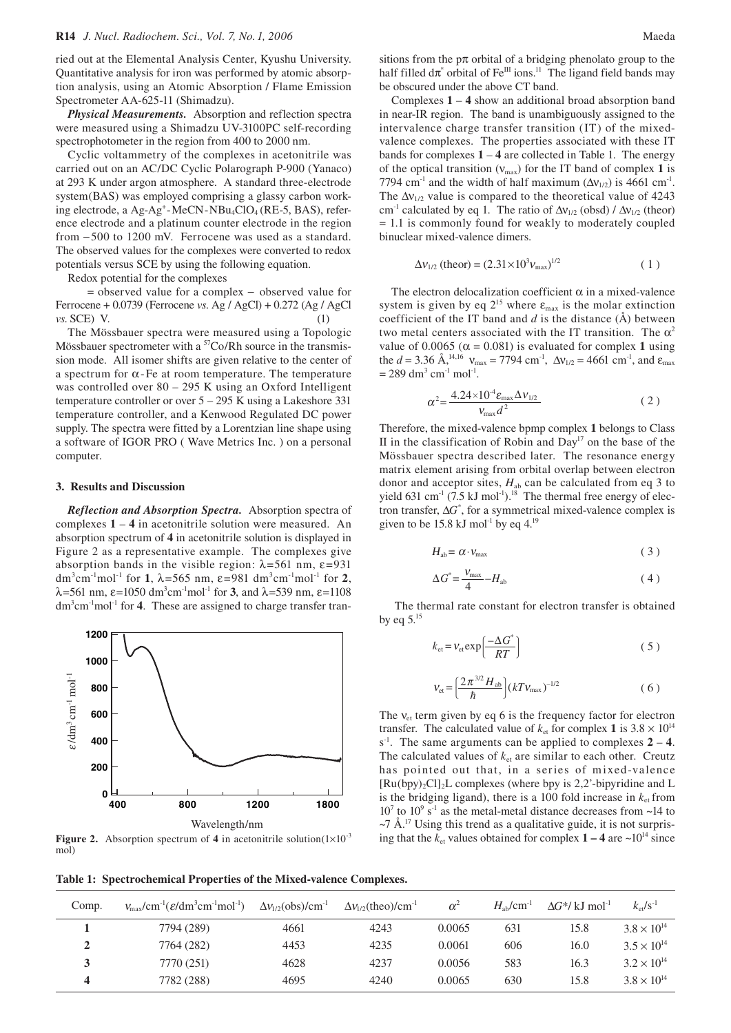ried out at the Elemental Analysis Center, Kyushu University. Quantitative analysis for iron was performed by atomic absorption analysis, using an Atomic Absorption / Flame Emission Spectrometer AA-625-11 (Shimadzu).

***Physical Measurements.*** Absorption and reflection spectra were measured using a Shimadzu UV-3100PC self-recording spectrophotometer in the region from 400 to 2000 nm.

Cyclic voltammetry of the complexes in acetonitrile was carried out on an AC/DC Cyclic Polarograph P-900 (Yanaco) at 293 K under argon atmosphere. A standard three-electrode system(BAS) was employed comprising a glassy carbon working electrode, a $Ag$-$Ag^+$-MeCN-$NBu_4ClO_4$ (RE-5, BAS), reference electrode and a platinum counter electrode in the region from −500 to 1200 mV. Ferrocene was used as a standard. The observed values for the complexes were converted to redox potentials versus SCE by using the following equation.

Redox potential for the complexes

= observed value for a complex − observed value for Ferrocene + 0.0739 (Ferrocene *vs.* Ag / AgCl) + 0.272 (Ag / AgCl *vs.* SCE) V. (1)

The Mössbauer spectra were measured using a Topologic Mössbauer spectrometer with a $^{57}Co/Rh$ source in the transmission mode. All isomer shifts are given relative to the center of a spectrum for α-Fe at room temperature. The temperature was controlled over 80 – 295 K using an Oxford Intelligent temperature controller or over 5 – 295 K using a Lakeshore 331 temperature controller, and a Kenwood Regulated DC power supply. The spectra were fitted by a Lorentzian line shape using a software of IGOR PRO ( Wave Metrics Inc. ) on a personal computer.

## 3. Results and Discussion

***Reflection and Absorption Spectra.*** Absorption spectra of complexes **1** – **4** in acetonitrile solution were measured. An absorption spectrum of **4** in acetonitrile solution is displayed in Figure 2 as a representative example. The complexes give absorption bands in the visible region: λ=561 nm, ε=931 $dm^3cm^{-1}mol^{-1}$ for **1**, λ=565 nm, ε=981 $dm^3cm^{-1}mol^{-1}$ for **2**, λ=561 nm, ε=1050 $dm^3cm^{-1}mol^{-1}$ for **3**, and λ=539 nm, ε=1108 $dm^3cm^{-1}mol^{-1}$ for **4**. These are assigned to charge transfer transitions from the pπ orbital of a bridging phenolato group to the half filled $d\pi^*$ orbital of $Fe^{III}$ ions.[11] The ligand field bands may be obscured under the above CT band.

**Figure 2.** Absorption spectrum of **4** in acetonitrile solution($1\times10^{-3}$ mol)

Complexes **1** – **4** show an additional broad absorption band in near-IR region. The band is unambiguously assigned to the intervalence charge transfer transition (IT) of the mixed-valence complexes. The properties associated with these IT bands for complexes **1** – **4** are collected in Table 1. The energy of the optical transition ($\nu_{max}$) for the IT band of complex **1** is 7794 $cm^{-1}$ and the width of half maximum ($\Delta\nu_{1/2}$) is 4661 $cm^{-1}$. The $\Delta\nu_{1/2}$ value is compared to the theoretical value of 4243 $cm^{-1}$ calculated by eq 1. The ratio of $\Delta\nu_{1/2}$ (obsd) / $\Delta\nu_{1/2}$ (theor) = 1.1 is commonly found for weakly to moderately coupled binuclear mixed-valence dimers.

$$\Delta\nu_{1/2}\ (\text{theor}) = (2.31\times10^3\nu_{max})^{1/2} \tag{1}$$

The electron delocalization coefficient α in a mixed-valence system is given by eq 2[15] where $\varepsilon_{max}$ is the molar extinction coefficient of the IT band and $d$ is the distance (Å) between two metal centers associated with the IT transition. The $\alpha^2$ value of 0.0065 (α = 0.081) is evaluated for complex **1** using the $d$ = 3.36 Å,[14,16] $\nu_{max}$ = 7794 $cm^{-1}$, $\Delta\nu_{1/2}$ = 4661 $cm^{-1}$, and $\varepsilon_{max}$ = 289 $dm^3$ $cm^{-1}$ $mol^{-1}$.

$$\alpha^2 = \frac{4.24\times10^{-4}\varepsilon_{max}\Delta\nu_{1/2}}{\nu_{max}d^2} \tag{2}$$

Therefore, the mixed-valence bpmp complex **1** belongs to Class II in the classification of Robin and Day[17] on the base of the Mössbauer spectra described later. The resonance energy matrix element arising from orbital overlap between electron donor and acceptor sites, $H_{ab}$ can be calculated from eq 3 to yield 631 $cm^{-1}$ (7.5 kJ $mol^{-1}$).[18] The thermal free energy of electron transfer, $\Delta G^*$, for a symmetrical mixed-valence complex is given to be 15.8 kJ $mol^{-1}$ by eq 4.[19]

$$H_{ab} = \alpha\cdot\nu_{max} \tag{3}$$

$$\Delta G^* = \frac{\nu_{max}}{4} - H_{ab} \tag{4}$$

The thermal rate constant for electron transfer is obtained by eq 5.[15]

$$k_{et} = \nu_{et}\exp\left[\frac{-\Delta G^*}{RT}\right] \tag{5}$$

$$\nu_{et} = \left[\frac{2\pi^{3/2}H_{ab}}{\hbar}\right](kT\nu_{max})^{-1/2} \tag{6}$$

The $\nu_{et}$ term given by eq 6 is the frequency factor for electron transfer. The calculated value of $k_{et}$ for complex **1** is $3.8\times10^{14}$ $s^{-1}$. The same arguments can be applied to complexes **2** – **4**. The calculated values of $k_{et}$ are similar to each other. Creutz has pointed out that, in a series of mixed-valence $[Ru(bpy)_2Cl]_2L$ complexes (where bpy is 2,2'-bipyridine and L is the bridging ligand), there is a 100 fold increase in $k_{et}$ from $10^7$ to $10^9$ $s^{-1}$ as the metal-metal distance decreases from ~14 to ~7 Å.[17] Using this trend as a qualitative guide, it is not surprising that the $k_{et}$ values obtained for complex **1** – **4** are ~$10^{14}$ since

**Table 1: Spectrochemical Properties of the Mixed-valence Complexes.**

| Comp. | $\nu_{max}/cm^{-1}(\varepsilon/dm^3cm^{-1}mol^{-1})$ | $\Delta\nu_{1/2}(\text{obs})/cm^{-1}$ | $\Delta\nu_{1/2}(\text{theo})/cm^{-1}$ | $\alpha^2$ | $H_{ab}/cm^{-1}$ | $\Delta G^*$/ kJ $mol^{-1}$ | $k_{et}/s^{-1}$ |
|---|---|---|---|---|---|---|---|
| **1** | 7794 (289) | 4661 | 4243 | 0.0065 | 631 | 15.8 | $3.8\times10^{14}$ |
| **2** | 7764 (282) | 4453 | 4235 | 0.0061 | 606 | 16.0 | $3.5\times10^{14}$ |
| **3** | 7770 (251) | 4628 | 4237 | 0.0056 | 583 | 16.3 | $3.2\times10^{14}$ |
| **4** | 7782 (288) | 4695 | 4240 | 0.0065 | 630 | 15.8 | $3.8\times10^{14}$ |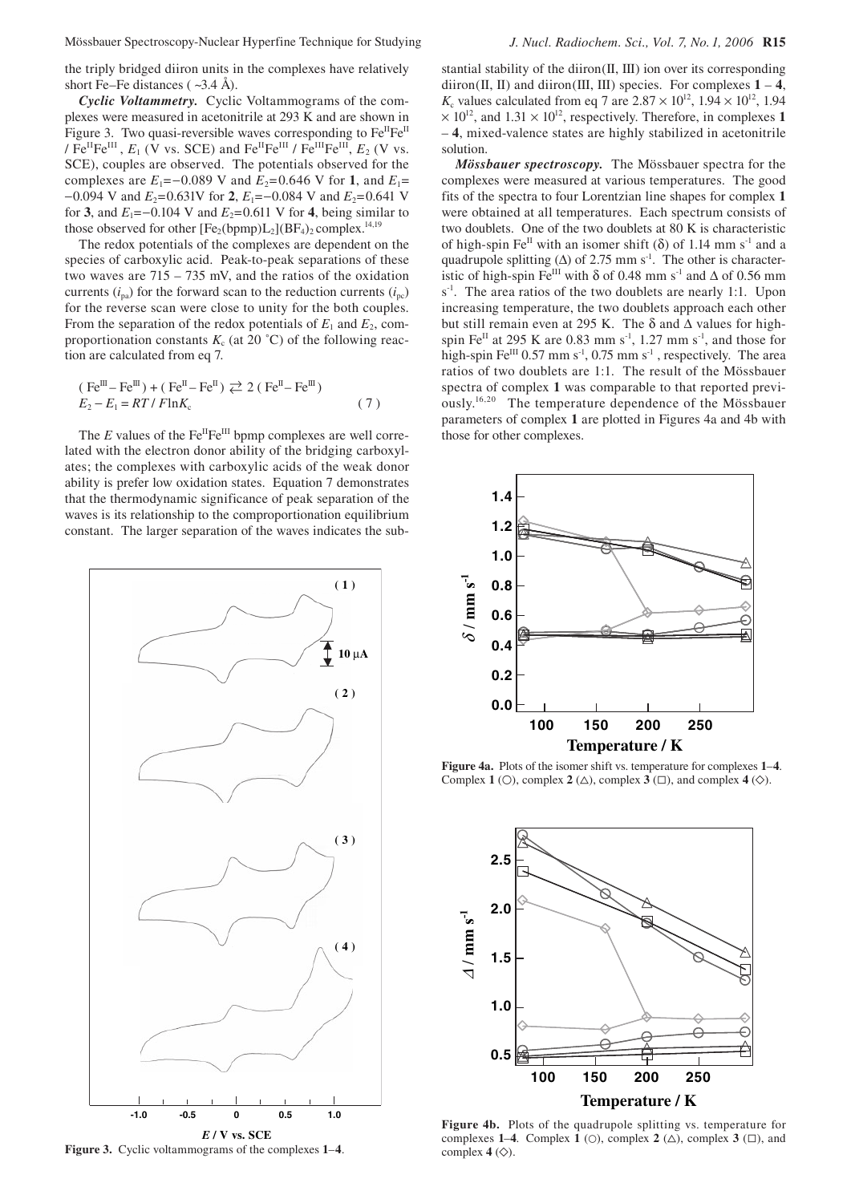the triply bridged diiron units in the complexes have relatively short Fe–Fe distances ( ~3.4 Å).

***Cyclic Voltammetry.*** Cyclic Voltammograms of the complexes were measured in acetonitrile at 293 K and are shown in Figure 3. Two quasi-reversible waves corresponding to $Fe^{II}Fe^{II}$ / $Fe^{II}Fe^{III}$, $E_1$ (V vs. SCE) and $Fe^{II}Fe^{III}$ / $Fe^{III}Fe^{III}$, $E_2$ (V vs. SCE), couples are observed. The potentials observed for the complexes are $E_1$=−0.089 V and $E_2$=0.646 V for **1**, and $E_1$= −0.094 V and $E_2$=0.631V for **2**, $E_1$=−0.084 V and $E_2$=0.641 V for **3**, and $E_1$=−0.104 V and $E_2$=0.611 V for **4**, being similar to those observed for other $[Fe_2(bpmp)L_2](BF_4)_2$ complex.[14,19]

The redox potentials of the complexes are dependent on the species of carboxylic acid. Peak-to-peak separations of these two waves are 715 – 735 mV, and the ratios of the oxidation currents ($i_{pa}$) for the forward scan to the reduction currents ($i_{pc}$) for the reverse scan were close to unity for the both couples. From the separation of the redox potentials of $E_1$ and $E_2$, comproportionation constants $K_c$ (at 20 ˚C) of the following reaction are calculated from eq 7.

$$(Fe^{III} – Fe^{III}) + (Fe^{II} – Fe^{II}) \rightleftarrows 2\,(Fe^{II} – Fe^{III})$$
$$E_2 - E_1 = RT / F \ln K_c \qquad (7)$$

The $E$ values of the $Fe^{II}Fe^{III}$ bpmp complexes are well correlated with the electron donor ability of the bridging carboxylates; the complexes with carboxylic acids of the weak donor ability is prefer low oxidation states. Equation 7 demonstrates that the thermodynamic significance of peak separation of the waves is its relationship to the comproportionation equilibrium constant. The larger separation of the waves indicates the substantial stability of the diiron(II, III) ion over its corresponding diiron(II, II) and diiron(III, III) species. For complexes **1** – **4**, $K_c$ values calculated from eq 7 are $2.87 \times 10^{12}$, $1.94 \times 10^{12}$, $1.94 \times 10^{12}$, and $1.31 \times 10^{12}$, respectively. Therefore, in complexes **1** – **4**, mixed-valence states are highly stabilized in acetonitrile solution.

Figure 3. Cyclic voltammograms of the complexes **1**–**4**.

***Mössbauer spectroscopy.*** The Mössbauer spectra for the complexes were measured at various temperatures. The good fits of the spectra to four Lorentzian line shapes for complex **1** were obtained at all temperatures. Each spectrum consists of two doublets. One of the two doublets at 80 K is characteristic of high-spin $Fe^{II}$ with an isomer shift (δ) of 1.14 mm s$^{-1}$ and a quadrupole splitting (Δ) of 2.75 mm s$^{-1}$. The other is characteristic of high-spin $Fe^{III}$ with δ of 0.48 mm s$^{-1}$ and Δ of 0.56 mm s$^{-1}$. The area ratios of the two doublets are nearly 1:1. Upon increasing temperature, the two doublets approach each other but still remain even at 295 K. The δ and Δ values for high-spin $Fe^{II}$ at 295 K are 0.83 mm s$^{-1}$, 1.27 mm s$^{-1}$, and those for high-spin $Fe^{III}$ 0.57 mm s$^{-1}$, 0.75 mm s$^{-1}$, respectively. The area ratios of two doublets are 1:1. The result of the Mössbauer spectra of complex **1** was comparable to that reported previously.[16,20] The temperature dependence of the Mössbauer parameters of complex **1** are plotted in Figures 4a and 4b with those for other complexes.

**Figure 4a.** Plots of the isomer shift vs. temperature for complexes **1**–**4**. Complex **1** (○), complex **2** (△), complex **3** (□), and complex **4** (◇).

**Figure 4b.** Plots of the quadrupole splitting vs. temperature for complexes **1**–**4**. Complex **1** (○), complex **2** (△), complex **3** (□), and complex **4** (◇).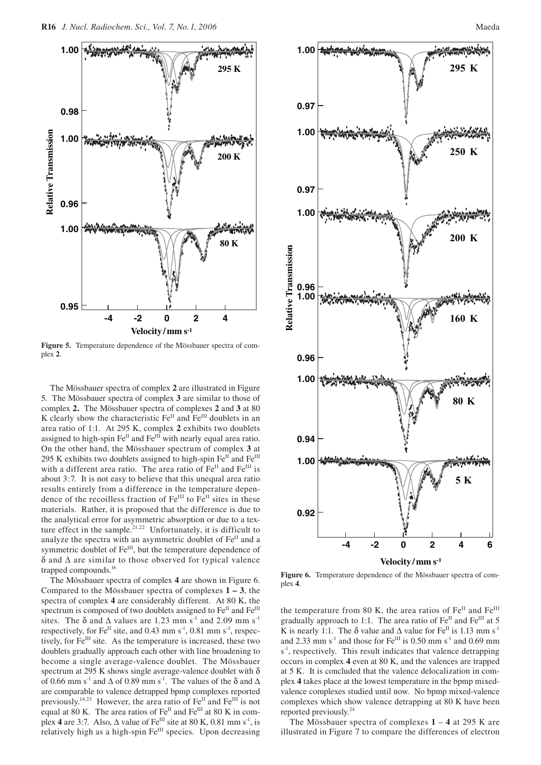**Figure 5.** Temperature dependence of the Mössbauer spectra of complex **2**.

The Mössbauer spectra of complex **2** are illustrated in Figure 5. The Mössbauer spectra of complex **3** are similar to those of complex **2.** The Mössbauer spectra of complexes **2** and **3** at 80 K clearly show the characteristic $Fe^{II}$ and $Fe^{III}$ doublets in an area ratio of 1:1. At 295 K, complex **2** exhibits two doublets assigned to high-spin $Fe^{II}$ and $Fe^{III}$ with nearly equal area ratio. On the other hand, the Mössbauer spectrum of complex **3** at 295 K exhibits two doublets assigned to high-spin $Fe^{II}$ and $Fe^{III}$ with a different area ratio. The area ratio of $Fe^{II}$ and $Fe^{III}$ is about 3:7. It is not easy to believe that this unequal area ratio results entirely from a difference in the temperature dependence of the recoilless fraction of $Fe^{III}$ to $Fe^{II}$ sites in these materials. Rather, it is proposed that the difference is due to the analytical error for asymmetric absorption or due to a texture effect in the sample.[21,22] Unfortunately, it is difficult to analyze the spectra with an asymmetric doublet of $Fe^{II}$ and a symmetric doublet of $Fe^{III}$, but the temperature dependence of $\delta$ and $\Delta$ are similar to those observed for typical valence trapped compounds.[16]

The Mössbauer spectra of complex **4** are shown in Figure 6. Compared to the Mössbauer spectra of complexes **1 – 3**, the spectra of complex **4** are considerably different. At 80 K, the spectrum is composed of two doublets assigned to $Fe^{II}$ and $Fe^{III}$ sites. The $\delta$ and $\Delta$ values are 1.23 mm $s^{-1}$ and 2.09 mm $s^{-1}$ respectively, for $Fe^{II}$ site, and 0.43 mm $s^{-1}$, 0.81 mm $s^{-1}$, respectively, for $Fe^{III}$ site. As the temperature is increased, these two doublets gradually approach each other with line broadening to become a single average-valence doublet. The Mössbauer spectrum at 295 K shows single average-valence doublet with $\delta$ of 0.66 mm $s^{-1}$ and $\Delta$ of 0.89 mm $s^{-1}$. The values of the $\delta$ and $\Delta$ are comparable to valence detrapped bpmp complexes reported previously.[14,23] However, the area ratio of $Fe^{II}$ and $Fe^{III}$ is not equal at 80 K. The area ratios of $Fe^{II}$ and $Fe^{III}$ at 80 K in complex **4** are 3:7. Also, $\Delta$ value of $Fe^{III}$ site at 80 K, 0.81 mm $s^{-1}$, is relatively high as a high-spin $Fe^{III}$ species. Upon decreasing the temperature from 80 K, the area ratios of $Fe^{II}$ and $Fe^{III}$ gradually approach to 1:1. The area ratio of $Fe^{II}$ and $Fe^{III}$ at 5 K is nearly 1:1. The $\delta$ value and $\Delta$ value for $Fe^{II}$ is 1.13 mm $s^{-1}$ and 2.33 mm $s^{-1}$ and those for $Fe^{III}$ is 0.50 mm $s^{-1}$ and 0.69 mm $s^{-1}$, respectively. This result indicates that valence detrapping occurs in complex **4** even at 80 K, and the valences are trapped at 5 K. It is concluded that the valence delocalization in complex **4** takes place at the lowest temperature in the bpmp mixed-valence complexes studied until now. No bpmp mixed-valence complexes which show valence detrapping at 80 K have been reported previously.[24]

**Figure 6.** Temperature dependence of the Mössbauer spectra of complex **4**.

The Mössbauer spectra of complexes **1** – **4** at 295 K are illustrated in Figure 7 to compare the differences of electron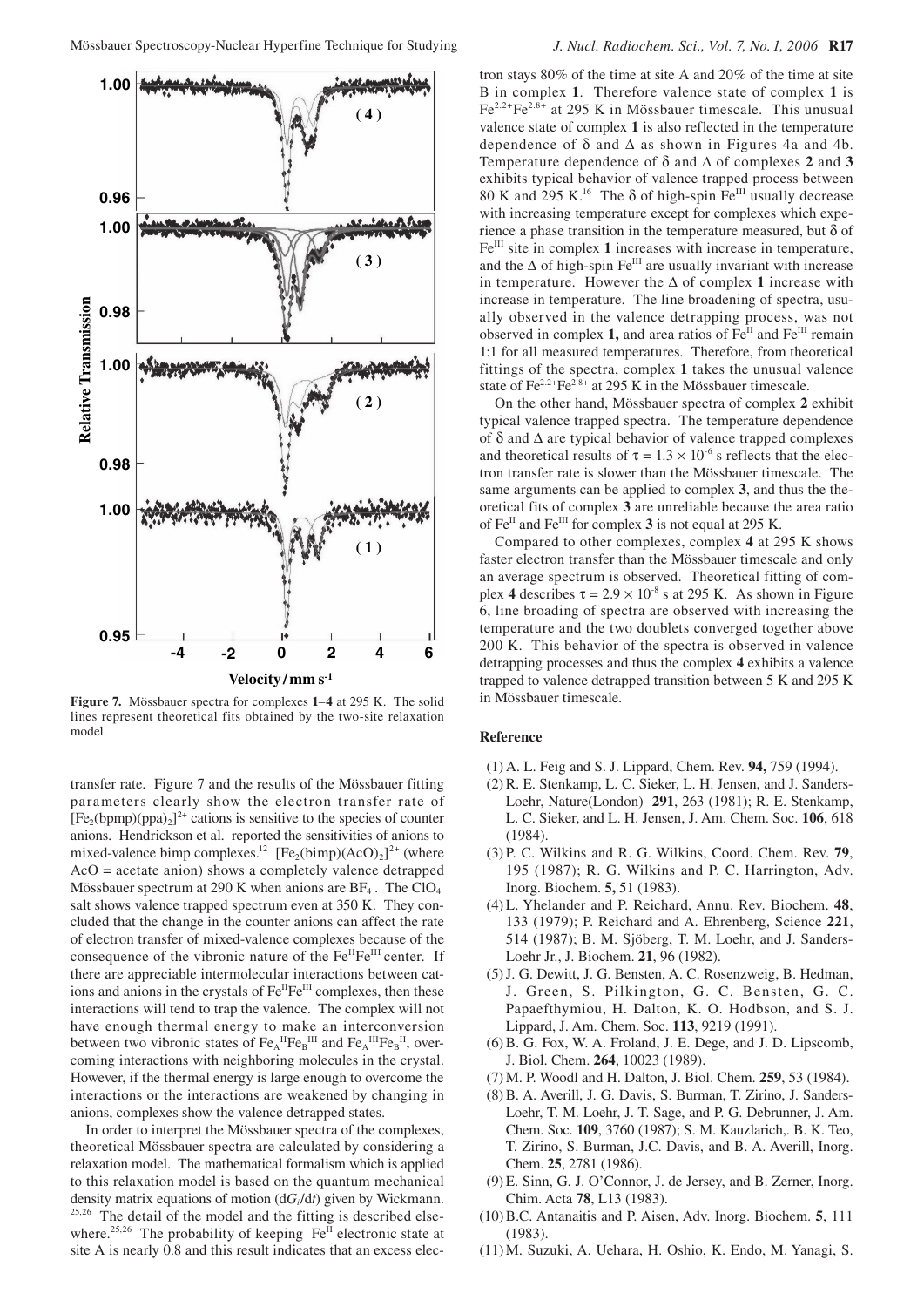**Figure 7.** Mössbauer spectra for complexes **1**–**4** at 295 K. The solid lines represent theoretical fits obtained by the two-site relaxation model.

transfer rate. Figure 7 and the results of the Mössbauer fitting parameters clearly show the electron transfer rate of $[Fe_2(bpmp)(ppa)_2]^{2+}$ cations is sensitive to the species of counter anions. Hendrickson et al. reported the sensitivities of anions to mixed-valence bimp complexes.[12] $[Fe_2(bimp)(AcO)_2]^{2+}$ (where AcO = acetate anion) shows a completely valence detrapped Mössbauer spectrum at 290 K when anions are $BF_4^-$. The $ClO_4^-$ salt shows valence trapped spectrum even at 350 K. They concluded that the change in the counter anions can affect the rate of electron transfer of mixed-valence complexes because of the consequence of the vibronic nature of the $Fe^{II}Fe^{III}$ center. If there are appreciable intermolecular interactions between cations and anions in the crystals of $Fe^{II}Fe^{III}$ complexes, then these interactions will tend to trap the valence. The complex will not have enough thermal energy to make an interconversion between two vibronic states of $Fe_A^{II}Fe_B^{III}$ and $Fe_A^{III}Fe_B^{II}$, overcoming interactions with neighboring molecules in the crystal. However, if the thermal energy is large enough to overcome the interactions or the interactions are weakened by changing in anions, complexes show the valence detrapped states.

In order to interpret the Mössbauer spectra of the complexes, theoretical Mössbauer spectra are calculated by considering a relaxation model. The mathematical formalism which is applied to this relaxation model is based on the quantum mechanical density matrix equations of motion ($dG_i/dt$) given by Wickmann.[25,26] The detail of the model and the fitting is described elsewhere.[25,26] The probability of keeping $Fe^{II}$ electronic state at site A is nearly 0.8 and this result indicates that an excess electron stays 80% of the time at site A and 20% of the time at site B in complex **1**. Therefore valence state of complex **1** is $Fe^{2.2+}Fe^{2.8+}$ at 295 K in Mössbauer timescale. This unusual valence state of complex **1** is also reflected in the temperature dependence of $\delta$ and $\Delta$ as shown in Figures 4a and 4b. Temperature dependence of $\delta$ and $\Delta$ of complexes **2** and **3** exhibits typical behavior of valence trapped process between 80 K and 295 K.[16] The $\delta$ of high-spin $Fe^{III}$ usually decrease with increasing temperature except for complexes which experience a phase transition in the temperature measured, but $\delta$ of $Fe^{III}$ site in complex **1** increases with increase in temperature, and the $\Delta$ of high-spin $Fe^{III}$ are usually invariant with increase in temperature. However the $\Delta$ of complex **1** increase with increase in temperature. The line broadening of spectra, usually observed in the valence detrapping process, was not observed in complex **1,** and area ratios of $Fe^{II}$ and $Fe^{III}$ remain 1:1 for all measured temperatures. Therefore, from theoretical fittings of the spectra, complex **1** takes the unusual valence state of $Fe^{2.2+}Fe^{2.8+}$ at 295 K in the Mössbauer timescale.

On the other hand, Mössbauer spectra of complex **2** exhibit typical valence trapped spectra. The temperature dependence of $\delta$ and $\Delta$ are typical behavior of valence trapped complexes and theoretical results of $\tau = 1.3 \times 10^{-6}$ s reflects that the electron transfer rate is slower than the Mössbauer timescale. The same arguments can be applied to complex **3**, and thus the theoretical fits of complex **3** are unreliable because the area ratio of $Fe^{II}$ and $Fe^{III}$ for complex **3** is not equal at 295 K.

Compared to other complexes, complex **4** at 295 K shows faster electron transfer than the Mössbauer timescale and only an average spectrum is observed. Theoretical fitting of complex **4** describes $\tau = 2.9 \times 10^{-8}$ s at 295 K. As shown in Figure 6, line broading of spectra are observed with increasing the temperature and the two doublets converged together above 200 K. This behavior of the spectra is observed in valence detrapping processes and thus the complex **4** exhibits a valence trapped to valence detrapped transition between 5 K and 295 K in Mössbauer timescale.

## Reference

(1) A. L. Feig and S. J. Lippard, Chem. Rev. **94,** 759 (1994).

(2) R. E. Stenkamp, L. C. Sieker, L. H. Jensen, and J. Sanders-Loehr, Nature(London) **291**, 263 (1981); R. E. Stenkamp, L. C. Sieker, and L. H. Jensen, J. Am. Chem. Soc. **106**, 618 (1984).

(3) P. C. Wilkins and R. G. Wilkins, Coord. Chem. Rev. **79**, 195 (1987); R. G. Wilkins and P. C. Harrington, Adv. Inorg. Biochem. **5,** 51 (1983).

(4) L. Yhelander and P. Reichard, Annu. Rev. Biochem. **48**, 133 (1979); P. Reichard and A. Ehrenberg, Science **221**, 514 (1987); B. M. Sjöberg, T. M. Loehr, and J. Sanders-Loehr Jr., J. Biochem. **21**, 96 (1982).

(5) J. G. Dewitt, J. G. Bensten, A. C. Rosenzweig, B. Hedman, J. Green, S. Pilkington, G. C. Bensten, G. C. Papaefthymiou, H. Dalton, K. O. Hodbson, and S. J. Lippard, J. Am. Chem. Soc. **113**, 9219 (1991).

(6) B. G. Fox, W. A. Froland, J. E. Dege, and J. D. Lipscomb, J. Biol. Chem. **264**, 10023 (1989).

(7) M. P. Woodl and H. Dalton, J. Biol. Chem. **259**, 53 (1984).

(8) B. A. Averill, J. G. Davis, S. Burman, T. Zirino, J. Sanders-Loehr, T. M. Loehr, J. T. Sage, and P. G. Debrunner, J. Am. Chem. Soc. **109**, 3760 (1987); S. M. Kauzlarich,. B. K. Teo, T. Zirino, S. Burman, J.C. Davis, and B. A. Averill, Inorg. Chem. **25**, 2781 (1986).

(9) E. Sinn, G. J. O'Connor, J. de Jersey, and B. Zerner, Inorg. Chim. Acta **78**, L13 (1983).

(10) B.C. Antanaitis and P. Aisen, Adv. Inorg. Biochem. **5**, 111 (1983).

(11) M. Suzuki, A. Uehara, H. Oshio, K. Endo, M. Yanagi, S.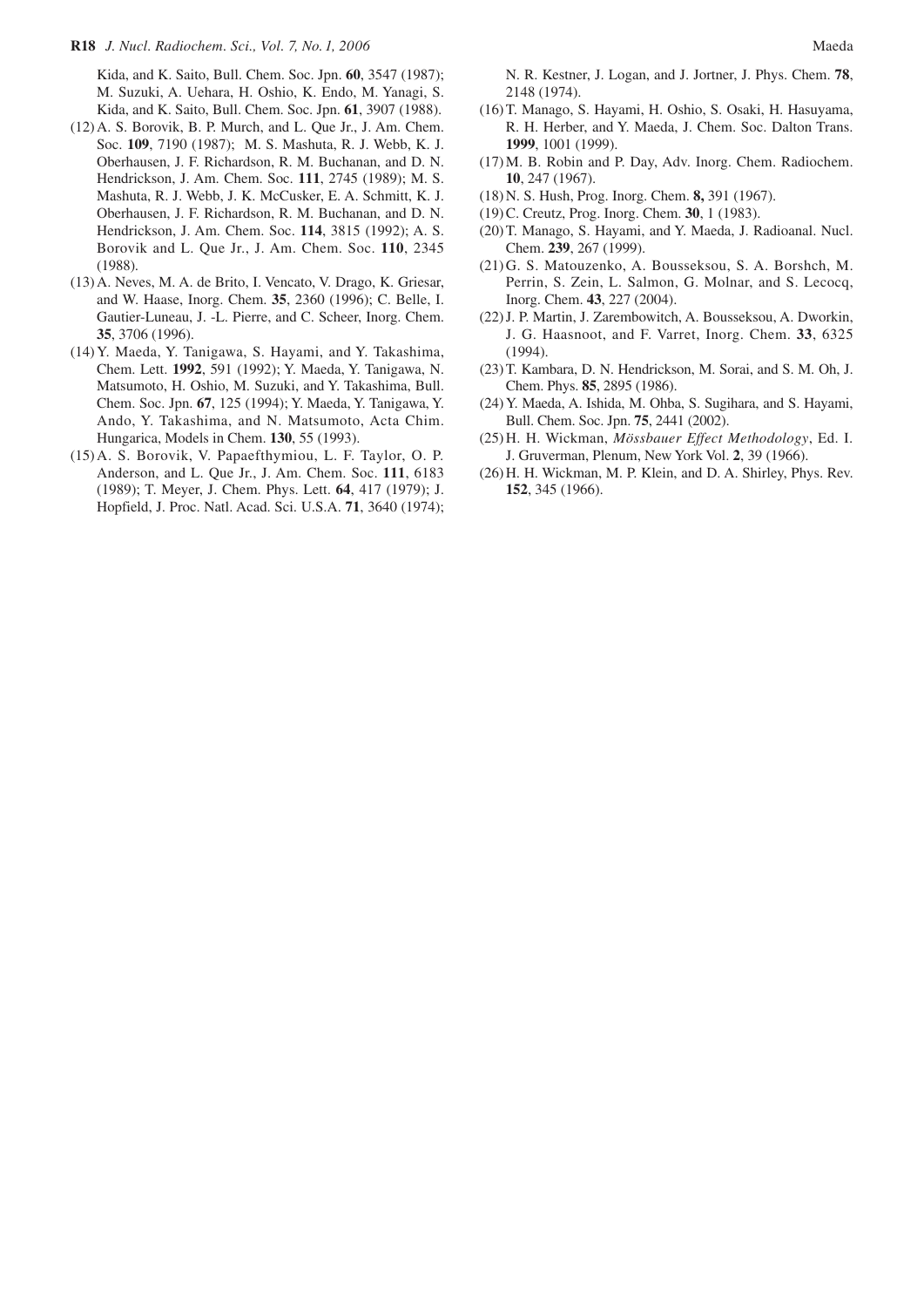Kida, and K. Saito, Bull. Chem. Soc. Jpn. **60**, 3547 (1987); M. Suzuki, A. Uehara, H. Oshio, K. Endo, M. Yanagi, S. Kida, and K. Saito, Bull. Chem. Soc. Jpn. **61**, 3907 (1988).

(12) A. S. Borovik, B. P. Murch, and L. Que Jr., J. Am. Chem. Soc. **109**, 7190 (1987); M. S. Mashuta, R. J. Webb, K. J. Oberhausen, J. F. Richardson, R. M. Buchanan, and D. N. Hendrickson, J. Am. Chem. Soc. **111**, 2745 (1989); M. S. Mashuta, R. J. Webb, J. K. McCusker, E. A. Schmitt, K. J. Oberhausen, J. F. Richardson, R. M. Buchanan, and D. N. Hendrickson, J. Am. Chem. Soc. **114**, 3815 (1992); A. S. Borovik and L. Que Jr., J. Am. Chem. Soc. **110**, 2345 (1988).

(13) A. Neves, M. A. de Brito, I. Vencato, V. Drago, K. Griesar, and W. Haase, Inorg. Chem. **35**, 2360 (1996); C. Belle, I. Gautier-Luneau, J. -L. Pierre, and C. Scheer, Inorg. Chem. **35**, 3706 (1996).

(14) Y. Maeda, Y. Tanigawa, S. Hayami, and Y. Takashima, Chem. Lett. **1992**, 591 (1992); Y. Maeda, Y. Tanigawa, N. Matsumoto, H. Oshio, M. Suzuki, and Y. Takashima, Bull. Chem. Soc. Jpn. **67**, 125 (1994); Y. Maeda, Y. Tanigawa, Y. Ando, Y. Takashima, and N. Matsumoto, Acta Chim. Hungarica, Models in Chem. **130**, 55 (1993).

(15) A. S. Borovik, V. Papaefthymiou, L. F. Taylor, O. P. Anderson, and L. Que Jr., J. Am. Chem. Soc. **111**, 6183 (1989); T. Meyer, J. Chem. Phys. Lett. **64**, 417 (1979); J. Hopfield, J. Proc. Natl. Acad. Sci. U.S.A. **71**, 3640 (1974); N. R. Kestner, J. Logan, and J. Jortner, J. Phys. Chem. **78**, 2148 (1974).

(16) T. Manago, S. Hayami, H. Oshio, S. Osaki, H. Hasuyama, R. H. Herber, and Y. Maeda, J. Chem. Soc. Dalton Trans. **1999**, 1001 (1999).

(17) M. B. Robin and P. Day, Adv. Inorg. Chem. Radiochem. **10**, 247 (1967).

(18) N. S. Hush, Prog. Inorg. Chem. **8,** 391 (1967).

(19) C. Creutz, Prog. Inorg. Chem. **30**, 1 (1983).

(20) T. Manago, S. Hayami, and Y. Maeda, J. Radioanal. Nucl. Chem. **239**, 267 (1999).

(21) G. S. Matouzenko, A. Bousseksou, S. A. Borshch, M. Perrin, S. Zein, L. Salmon, G. Molnar, and S. Lecocq, Inorg. Chem. **43**, 227 (2004).

(22) J. P. Martin, J. Zarembowitch, A. Bousseksou, A. Dworkin, J. G. Haasnoot, and F. Varret, Inorg. Chem. **33**, 6325 (1994).

(23) T. Kambara, D. N. Hendrickson, M. Sorai, and S. M. Oh, J. Chem. Phys. **85**, 2895 (1986).

(24) Y. Maeda, A. Ishida, M. Ohba, S. Sugihara, and S. Hayami, Bull. Chem. Soc. Jpn. **75**, 2441 (2002).

(25) H. H. Wickman, *Mössbauer Effect Methodology*, Ed. I. J. Gruverman, Plenum, New York Vol. **2**, 39 (1966).

(26) H. H. Wickman, M. P. Klein, and D. A. Shirley, Phys. Rev. **152**, 345 (1966).